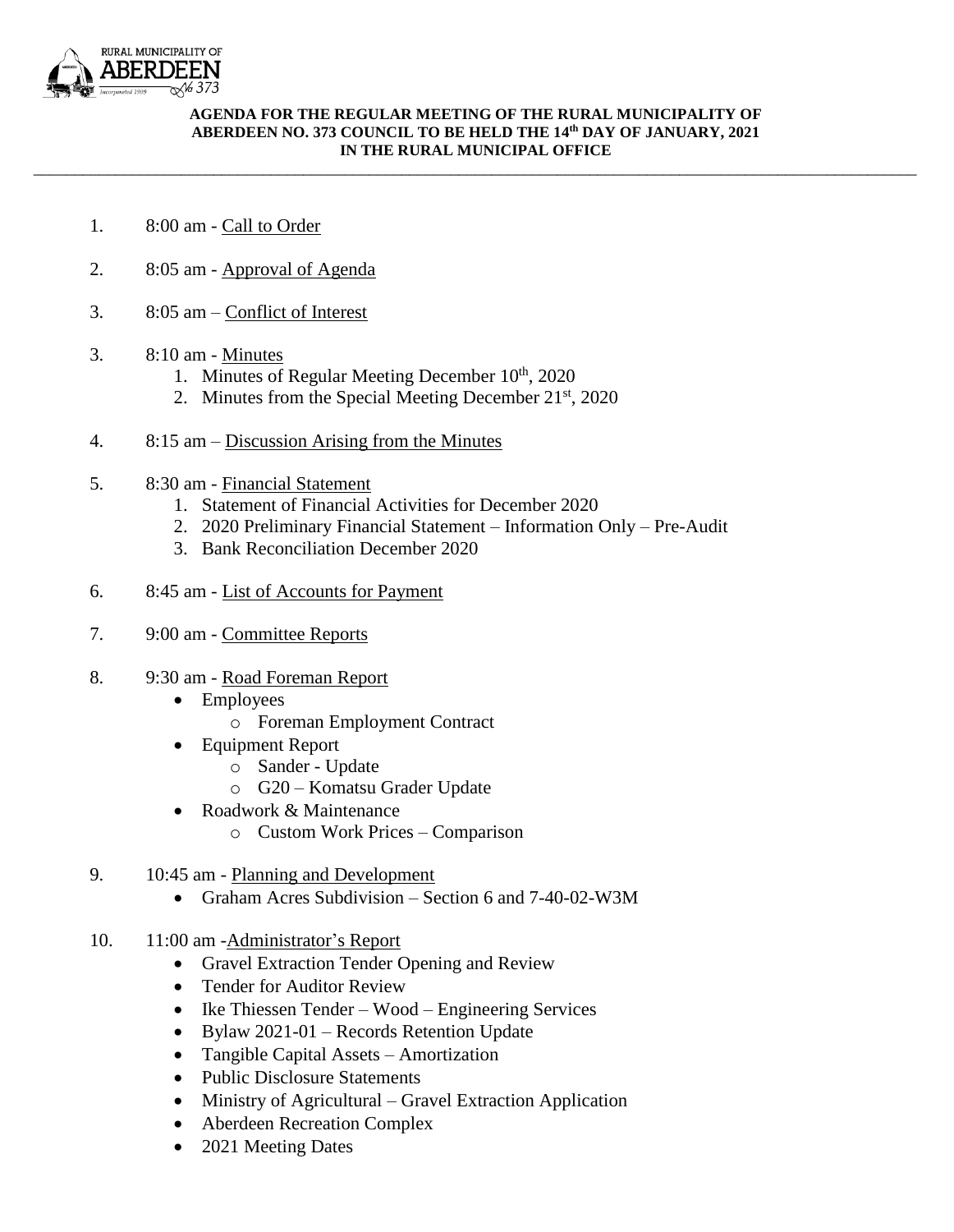RURAL MUNICIPALITY OF ABERDEEN No 373 Incorporated 1909

**AGENDA FOR THE REGULAR MEETING OF THE RURAL MUNICIPALITY OF ABERDEEN NO. 373 COUNCIL TO BE HELD THE 14th DAY OF JANUARY, 2021 IN THE RURAL MUNICIPAL OFFICE**

---

1. 8:00 am - Call to Order

2. 8:05 am - Approval of Agenda

3. 8:05 am – Conflict of Interest

3. 8:10 am - Minutes
   1. Minutes of Regular Meeting December 10th, 2020
   2. Minutes from the Special Meeting December 21st, 2020

4. 8:15 am – Discussion Arising from the Minutes

5. 8:30 am - Financial Statement
   1. Statement of Financial Activities for December 2020
   2. 2020 Preliminary Financial Statement – Information Only – Pre-Audit
   3. Bank Reconciliation December 2020

6. 8:45 am - List of Accounts for Payment

7. 9:00 am - Committee Reports

8. 9:30 am - Road Foreman Report
   - Employees
     - Foreman Employment Contract
   - Equipment Report
     - Sander - Update
     - G20 – Komatsu Grader Update
   - Roadwork & Maintenance
     - Custom Work Prices – Comparison

9. 10:45 am - Planning and Development
   - Graham Acres Subdivision – Section 6 and 7-40-02-W3M

10. 11:00 am -Administrator's Report
    - Gravel Extraction Tender Opening and Review
    - Tender for Auditor Review
    - Ike Thiessen Tender – Wood – Engineering Services
    - Bylaw 2021-01 – Records Retention Update
    - Tangible Capital Assets – Amortization
    - Public Disclosure Statements
    - Ministry of Agricultural – Gravel Extraction Application
    - Aberdeen Recreation Complex
    - 2021 Meeting Dates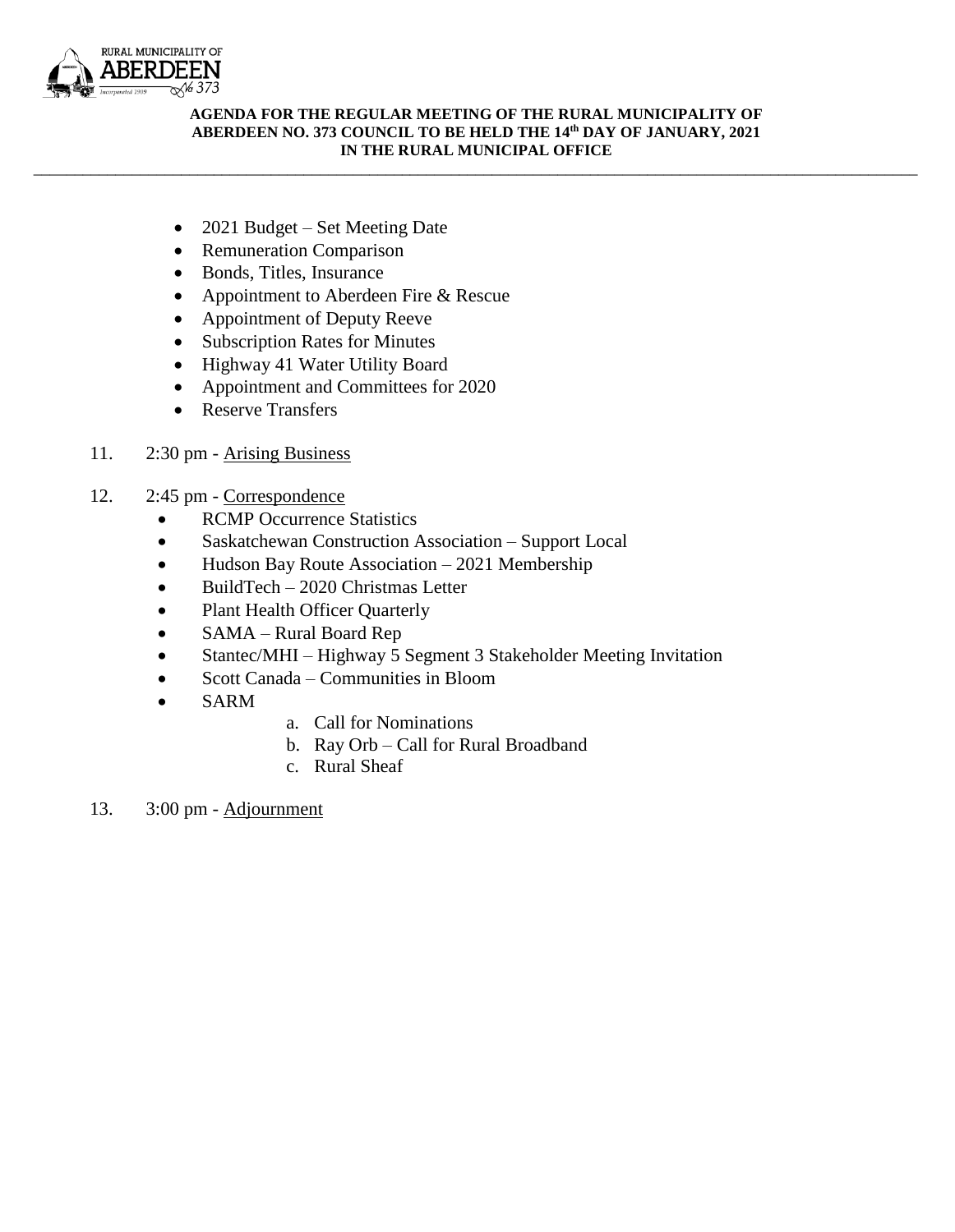**AGENDA FOR THE REGULAR MEETING OF THE RURAL MUNICIPALITY OF ABERDEEN NO. 373 COUNCIL TO BE HELD THE 14th DAY OF JANUARY, 2021 IN THE RURAL MUNICIPAL OFFICE**

- 2021 Budget – Set Meeting Date
- Remuneration Comparison
- Bonds, Titles, Insurance
- Appointment to Aberdeen Fire & Rescue
- Appointment of Deputy Reeve
- Subscription Rates for Minutes
- Highway 41 Water Utility Board
- Appointment and Committees for 2020
- Reserve Transfers

11. 2:30 pm - Arising Business

12. 2:45 pm - Correspondence
    - RCMP Occurrence Statistics
    - Saskatchewan Construction Association – Support Local
    - Hudson Bay Route Association – 2021 Membership
    - BuildTech – 2020 Christmas Letter
    - Plant Health Officer Quarterly
    - SAMA – Rural Board Rep
    - Stantec/MHI – Highway 5 Segment 3 Stakeholder Meeting Invitation
    - Scott Canada – Communities in Bloom
    - SARM
        a. Call for Nominations
        b. Ray Orb – Call for Rural Broadband
        c. Rural Sheaf

13. 3:00 pm - Adjournment